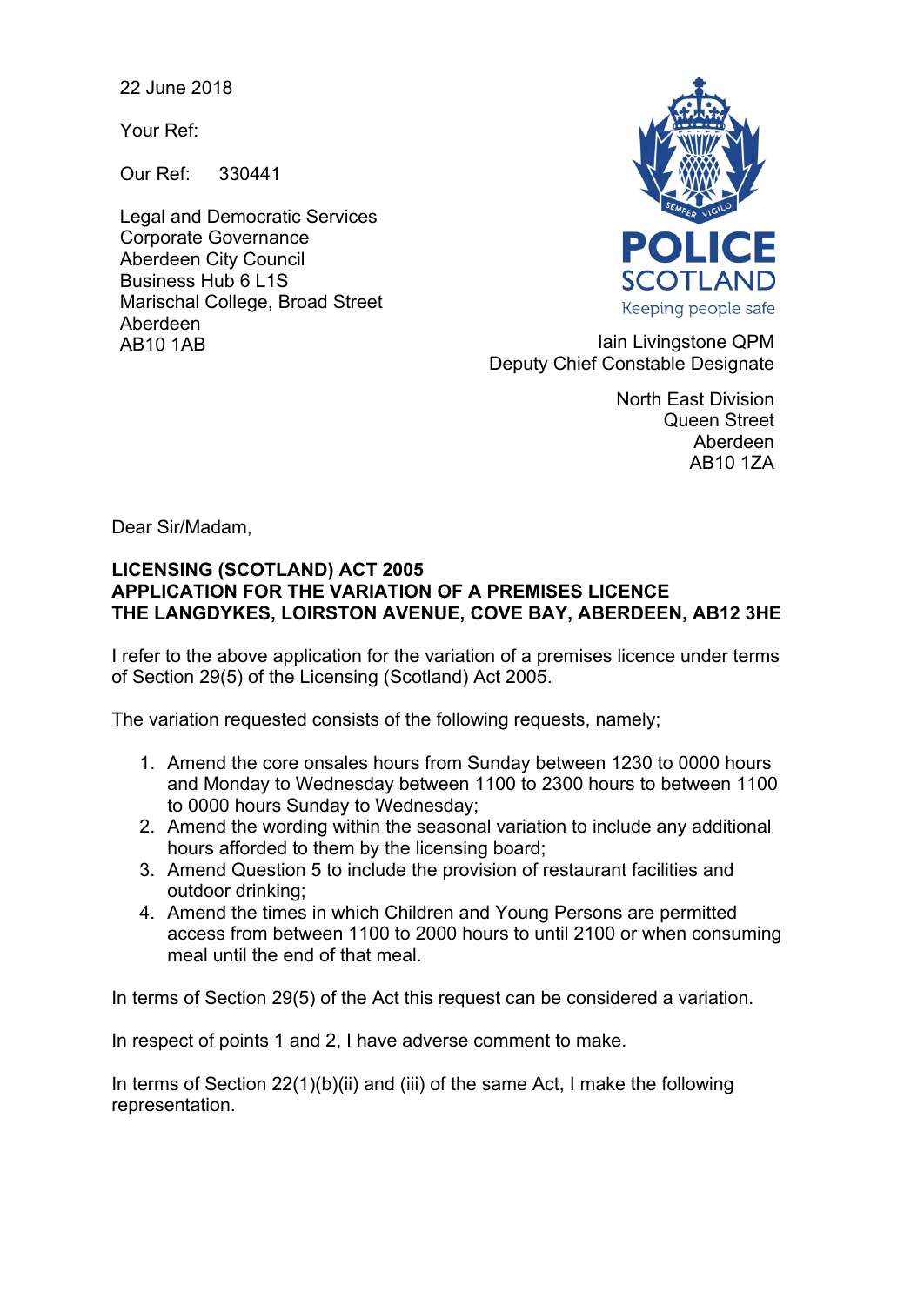22 June 2018

Your Ref:

Our Ref: 330441

Legal and Democratic Services
Corporate Governance
Aberdeen City Council
Business Hub 6 L1S
Marischal College, Broad Street
Aberdeen
AB10 1AB

POLICE SCOTLAND
Keeping people safe

Iain Livingstone QPM
Deputy Chief Constable Designate

North East Division
Queen Street
Aberdeen
AB10 1ZA

Dear Sir/Madam,

**LICENSING (SCOTLAND) ACT 2005**
**APPLICATION FOR THE VARIATION OF A PREMISES LICENCE**
**THE LANGDYKES, LOIRSTON AVENUE, COVE BAY, ABERDEEN, AB12 3HE**

I refer to the above application for the variation of a premises licence under terms of Section 29(5) of the Licensing (Scotland) Act 2005.

The variation requested consists of the following requests, namely;

1. Amend the core onsales hours from Sunday between 1230 to 0000 hours and Monday to Wednesday between 1100 to 2300 hours to between 1100 to 0000 hours Sunday to Wednesday;
2. Amend the wording within the seasonal variation to include any additional hours afforded to them by the licensing board;
3. Amend Question 5 to include the provision of restaurant facilities and outdoor drinking;
4. Amend the times in which Children and Young Persons are permitted access from between 1100 to 2000 hours to until 2100 or when consuming meal until the end of that meal.

In terms of Section 29(5) of the Act this request can be considered a variation.

In respect of points 1 and 2, I have adverse comment to make.

In terms of Section 22(1)(b)(ii) and (iii) of the same Act, I make the following representation.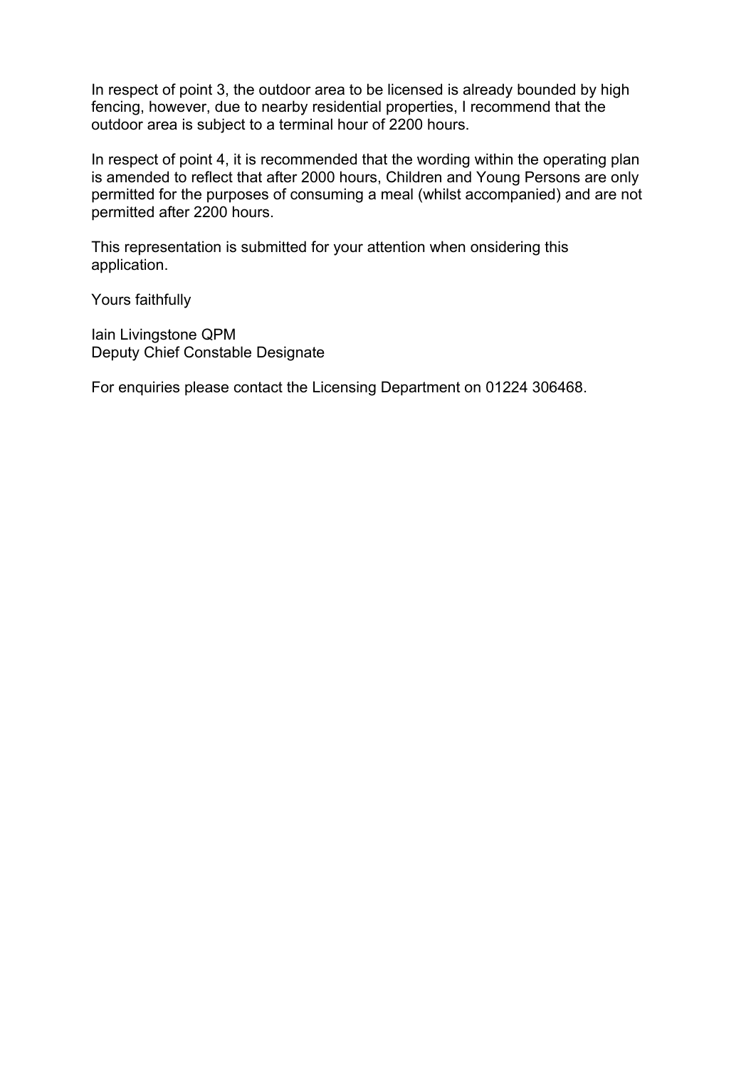In respect of point 3, the outdoor area to be licensed is already bounded by high fencing, however, due to nearby residential properties, I recommend that the outdoor area is subject to a terminal hour of 2200 hours.

In respect of point 4, it is recommended that the wording within the operating plan is amended to reflect that after 2000 hours, Children and Young Persons are only permitted for the purposes of consuming a meal (whilst accompanied) and are not permitted after 2200 hours.

This representation is submitted for your attention when onsidering this application.

Yours faithfully

Iain Livingstone QPM
Deputy Chief Constable Designate

For enquiries please contact the Licensing Department on 01224 306468.